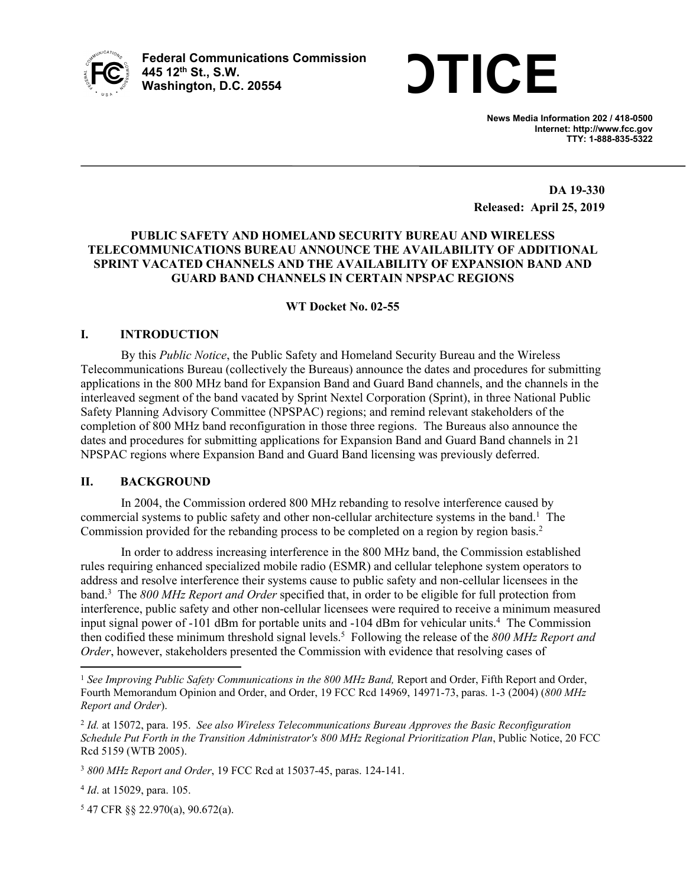**Federal Communications Commission**
**445 12th St., S.W.**
**Washington, D.C. 20554**

# OTICE

**News Media Information 202 / 418-0500**
**Internet: http://www.fcc.gov**
**TTY: 1-888-835-5322**

**DA 19-330**
**Released: April 25, 2019**

**PUBLIC SAFETY AND HOMELAND SECURITY BUREAU AND WIRELESS TELECOMMUNICATIONS BUREAU ANNOUNCE THE AVAILABILITY OF ADDITIONAL SPRINT VACATED CHANNELS AND THE AVAILABILITY OF EXPANSION BAND AND GUARD BAND CHANNELS IN CERTAIN NPSPAC REGIONS**

**WT Docket No. 02-55**

## I. INTRODUCTION

By this *Public Notice*, the Public Safety and Homeland Security Bureau and the Wireless Telecommunications Bureau (collectively the Bureaus) announce the dates and procedures for submitting applications in the 800 MHz band for Expansion Band and Guard Band channels, and the channels in the interleaved segment of the band vacated by Sprint Nextel Corporation (Sprint), in three National Public Safety Planning Advisory Committee (NPSPAC) regions; and remind relevant stakeholders of the completion of 800 MHz band reconfiguration in those three regions. The Bureaus also announce the dates and procedures for submitting applications for Expansion Band and Guard Band channels in 21 NPSPAC regions where Expansion Band and Guard Band licensing was previously deferred.

## II. BACKGROUND

In 2004, the Commission ordered 800 MHz rebanding to resolve interference caused by commercial systems to public safety and other non-cellular architecture systems in the band.[1] The Commission provided for the rebanding process to be completed on a region by region basis.[2]

In order to address increasing interference in the 800 MHz band, the Commission established rules requiring enhanced specialized mobile radio (ESMR) and cellular telephone system operators to address and resolve interference their systems cause to public safety and non-cellular licensees in the band.[3] The *800 MHz Report and Order* specified that, in order to be eligible for full protection from interference, public safety and other non-cellular licensees were required to receive a minimum measured input signal power of -101 dBm for portable units and -104 dBm for vehicular units.[4] The Commission then codified these minimum threshold signal levels.[5] Following the release of the *800 MHz Report and Order*, however, stakeholders presented the Commission with evidence that resolving cases of

---

[1] *See Improving Public Safety Communications in the 800 MHz Band,* Report and Order, Fifth Report and Order, Fourth Memorandum Opinion and Order, and Order, 19 FCC Rcd 14969, 14971-73, paras. 1-3 (2004) (*800 MHz Report and Order*).

[2] *Id.* at 15072, para. 195. *See also Wireless Telecommunications Bureau Approves the Basic Reconfiguration Schedule Put Forth in the Transition Administrator's 800 MHz Regional Prioritization Plan*, Public Notice, 20 FCC Rcd 5159 (WTB 2005).

[3] *800 MHz Report and Order*, 19 FCC Rcd at 15037-45, paras. 124-141.

[4] *Id*. at 15029, para. 105.

[5] 47 CFR §§ 22.970(a), 90.672(a).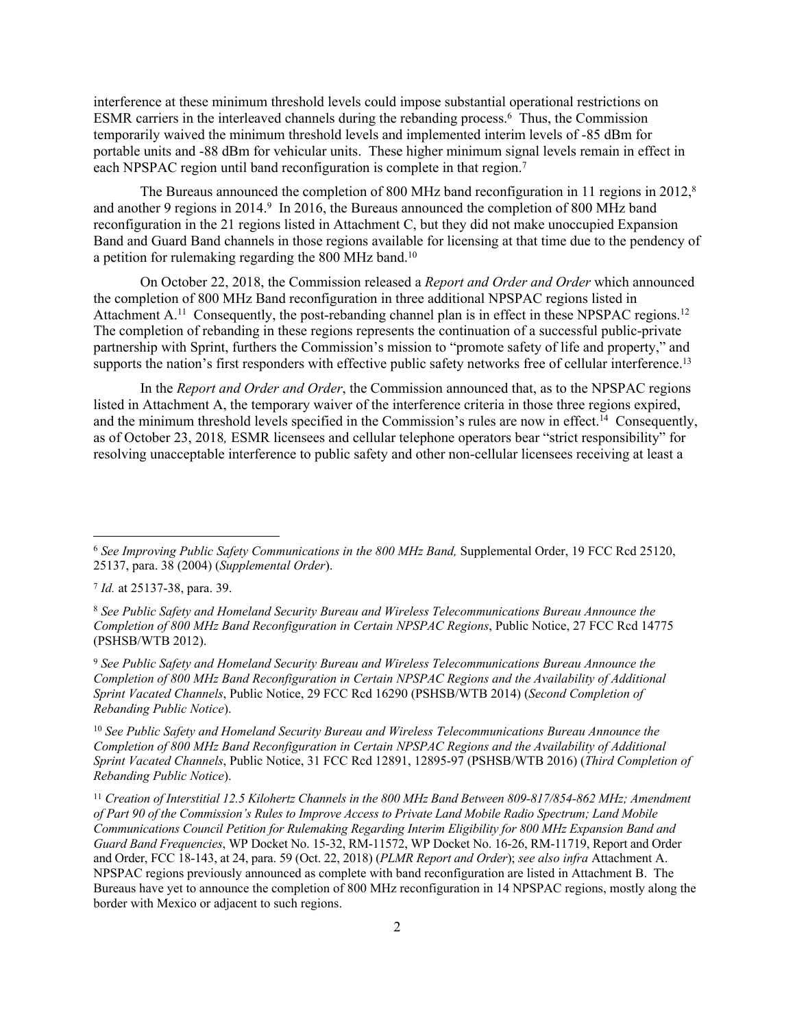interference at these minimum threshold levels could impose substantial operational restrictions on ESMR carriers in the interleaved channels during the rebanding process.[6] Thus, the Commission temporarily waived the minimum threshold levels and implemented interim levels of -85 dBm for portable units and -88 dBm for vehicular units. These higher minimum signal levels remain in effect in each NPSPAC region until band reconfiguration is complete in that region.[7]

The Bureaus announced the completion of 800 MHz band reconfiguration in 11 regions in 2012,[8] and another 9 regions in 2014.[9] In 2016, the Bureaus announced the completion of 800 MHz band reconfiguration in the 21 regions listed in Attachment C, but they did not make unoccupied Expansion Band and Guard Band channels in those regions available for licensing at that time due to the pendency of a petition for rulemaking regarding the 800 MHz band.[10]

On October 22, 2018, the Commission released a *Report and Order and Order* which announced the completion of 800 MHz Band reconfiguration in three additional NPSPAC regions listed in Attachment A.[11] Consequently, the post-rebanding channel plan is in effect in these NPSPAC regions.[12] The completion of rebanding in these regions represents the continuation of a successful public-private partnership with Sprint, furthers the Commission's mission to "promote safety of life and property," and supports the nation's first responders with effective public safety networks free of cellular interference.[13]

In the *Report and Order and Order*, the Commission announced that, as to the NPSPAC regions listed in Attachment A, the temporary waiver of the interference criteria in those three regions expired, and the minimum threshold levels specified in the Commission's rules are now in effect.[14] Consequently, as of October 23, 2018*,* ESMR licensees and cellular telephone operators bear "strict responsibility" for resolving unacceptable interference to public safety and other non-cellular licensees receiving at least a

---

[6] *See Improving Public Safety Communications in the 800 MHz Band,* Supplemental Order, 19 FCC Rcd 25120, 25137, para. 38 (2004) (*Supplemental Order*).

[7] *Id.* at 25137-38, para. 39.

[8] *See Public Safety and Homeland Security Bureau and Wireless Telecommunications Bureau Announce the Completion of 800 MHz Band Reconfiguration in Certain NPSPAC Regions*, Public Notice, 27 FCC Rcd 14775 (PSHSB/WTB 2012).

[9] *See Public Safety and Homeland Security Bureau and Wireless Telecommunications Bureau Announce the Completion of 800 MHz Band Reconfiguration in Certain NPSPAC Regions and the Availability of Additional Sprint Vacated Channels*, Public Notice, 29 FCC Rcd 16290 (PSHSB/WTB 2014) (*Second Completion of Rebanding Public Notice*).

[10] *See Public Safety and Homeland Security Bureau and Wireless Telecommunications Bureau Announce the Completion of 800 MHz Band Reconfiguration in Certain NPSPAC Regions and the Availability of Additional Sprint Vacated Channels*, Public Notice, 31 FCC Rcd 12891, 12895-97 (PSHSB/WTB 2016) (*Third Completion of Rebanding Public Notice*).

[11] *Creation of Interstitial 12.5 Kilohertz Channels in the 800 MHz Band Between 809-817/854-862 MHz; Amendment of Part 90 of the Commission's Rules to Improve Access to Private Land Mobile Radio Spectrum; Land Mobile Communications Council Petition for Rulemaking Regarding Interim Eligibility for 800 MHz Expansion Band and Guard Band Frequencies*, WP Docket No. 15-32, RM-11572, WP Docket No. 16-26, RM-11719, Report and Order and Order, FCC 18-143, at 24, para. 59 (Oct. 22, 2018) (*PLMR Report and Order*); *see also infra* Attachment A. NPSPAC regions previously announced as complete with band reconfiguration are listed in Attachment B. The Bureaus have yet to announce the completion of 800 MHz reconfiguration in 14 NPSPAC regions, mostly along the border with Mexico or adjacent to such regions.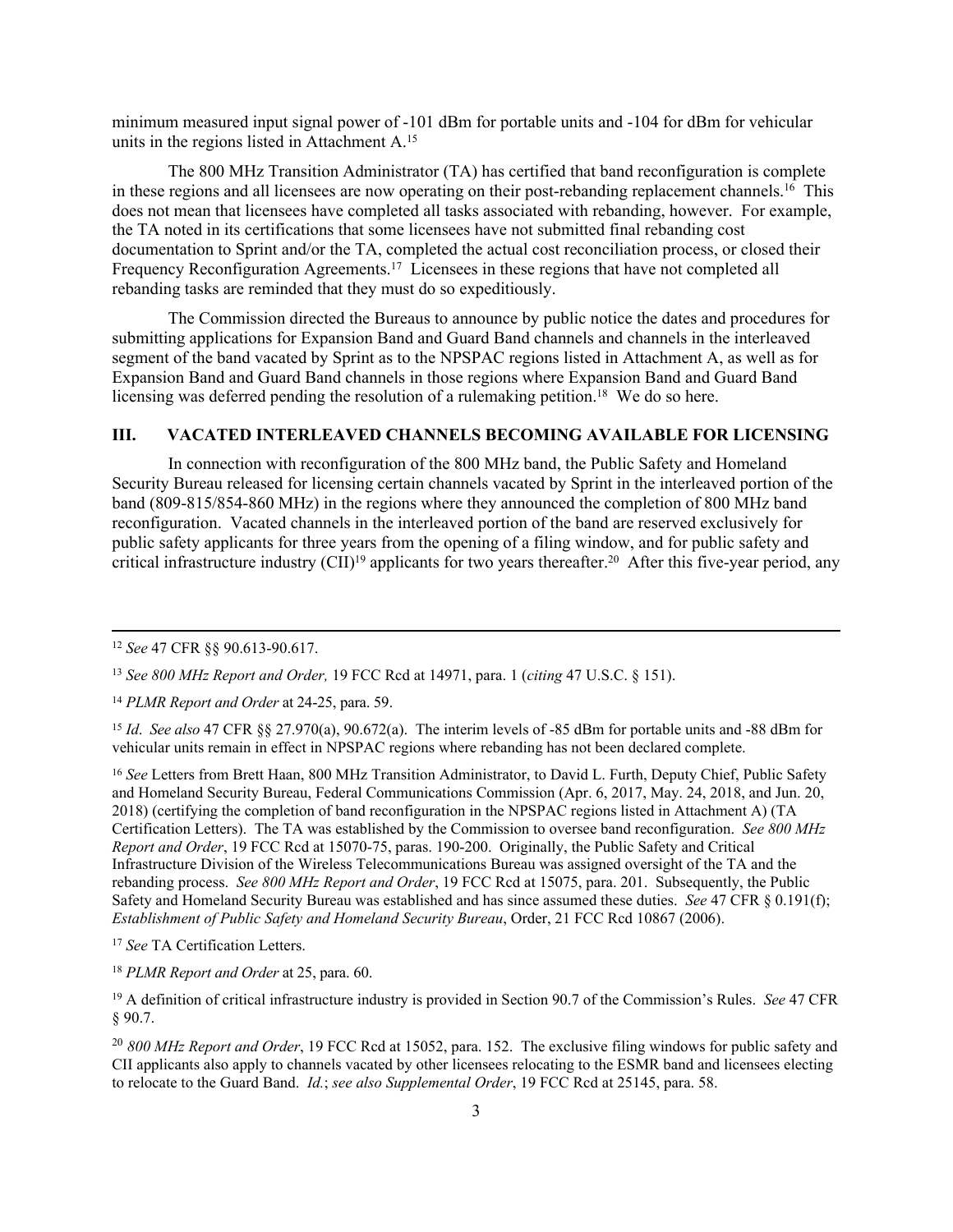minimum measured input signal power of -101 dBm for portable units and -104 for dBm for vehicular units in the regions listed in Attachment A.[15]

The 800 MHz Transition Administrator (TA) has certified that band reconfiguration is complete in these regions and all licensees are now operating on their post-rebanding replacement channels.[16] This does not mean that licensees have completed all tasks associated with rebanding, however. For example, the TA noted in its certifications that some licensees have not submitted final rebanding cost documentation to Sprint and/or the TA, completed the actual cost reconciliation process, or closed their Frequency Reconfiguration Agreements.[17] Licensees in these regions that have not completed all rebanding tasks are reminded that they must do so expeditiously.

The Commission directed the Bureaus to announce by public notice the dates and procedures for submitting applications for Expansion Band and Guard Band channels and channels in the interleaved segment of the band vacated by Sprint as to the NPSPAC regions listed in Attachment A, as well as for Expansion Band and Guard Band channels in those regions where Expansion Band and Guard Band licensing was deferred pending the resolution of a rulemaking petition.[18] We do so here.

## III. VACATED INTERLEAVED CHANNELS BECOMING AVAILABLE FOR LICENSING

In connection with reconfiguration of the 800 MHz band, the Public Safety and Homeland Security Bureau released for licensing certain channels vacated by Sprint in the interleaved portion of the band (809-815/854-860 MHz) in the regions where they announced the completion of 800 MHz band reconfiguration. Vacated channels in the interleaved portion of the band are reserved exclusively for public safety applicants for three years from the opening of a filing window, and for public safety and critical infrastructure industry (CII)[19] applicants for two years thereafter.[20] After this five-year period, any

---

[12] *See* 47 CFR §§ 90.613-90.617.

[13] *See 800 MHz Report and Order,* 19 FCC Rcd at 14971, para. 1 (*citing* 47 U.S.C. § 151).

[14] *PLMR Report and Order* at 24-25, para. 59.

[15] *Id*. *See also* 47 CFR §§ 27.970(a), 90.672(a). The interim levels of -85 dBm for portable units and -88 dBm for vehicular units remain in effect in NPSPAC regions where rebanding has not been declared complete.

[16] *See* Letters from Brett Haan, 800 MHz Transition Administrator, to David L. Furth, Deputy Chief, Public Safety and Homeland Security Bureau, Federal Communications Commission (Apr. 6, 2017, May. 24, 2018, and Jun. 20, 2018) (certifying the completion of band reconfiguration in the NPSPAC regions listed in Attachment A) (TA Certification Letters). The TA was established by the Commission to oversee band reconfiguration. *See 800 MHz Report and Order*, 19 FCC Rcd at 15070-75, paras. 190-200. Originally, the Public Safety and Critical Infrastructure Division of the Wireless Telecommunications Bureau was assigned oversight of the TA and the rebanding process. *See 800 MHz Report and Order*, 19 FCC Rcd at 15075, para. 201. Subsequently, the Public Safety and Homeland Security Bureau was established and has since assumed these duties. *See* 47 CFR § 0.191(f); *Establishment of Public Safety and Homeland Security Bureau*, Order, 21 FCC Rcd 10867 (2006).

[17] *See* TA Certification Letters.

[18] *PLMR Report and Order* at 25, para. 60.

[19] A definition of critical infrastructure industry is provided in Section 90.7 of the Commission's Rules. *See* 47 CFR § 90.7.

[20] *800 MHz Report and Order*, 19 FCC Rcd at 15052, para. 152. The exclusive filing windows for public safety and CII applicants also apply to channels vacated by other licensees relocating to the ESMR band and licensees electing to relocate to the Guard Band. *Id.*; *see also Supplemental Order*, 19 FCC Rcd at 25145, para. 58.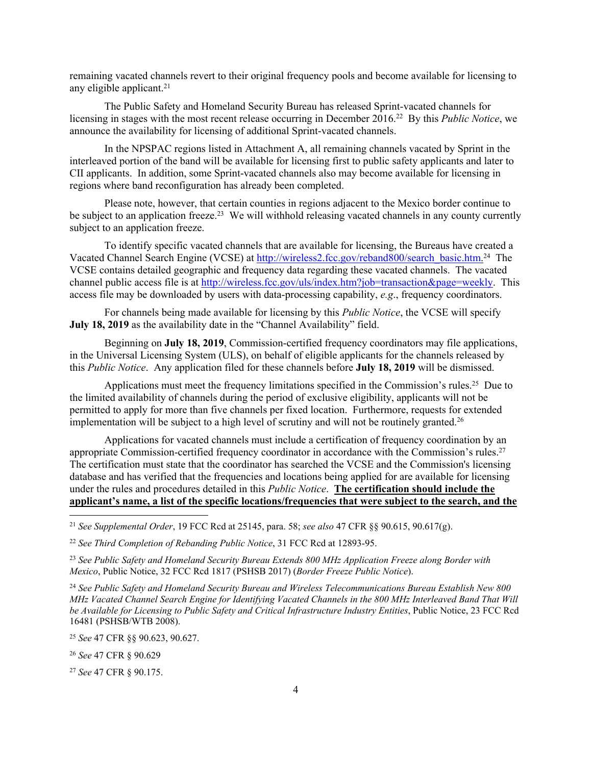remaining vacated channels revert to their original frequency pools and become available for licensing to any eligible applicant.[21]

The Public Safety and Homeland Security Bureau has released Sprint-vacated channels for licensing in stages with the most recent release occurring in December 2016.[22] By this *Public Notice*, we announce the availability for licensing of additional Sprint-vacated channels.

In the NPSPAC regions listed in Attachment A, all remaining channels vacated by Sprint in the interleaved portion of the band will be available for licensing first to public safety applicants and later to CII applicants. In addition, some Sprint-vacated channels also may become available for licensing in regions where band reconfiguration has already been completed.

Please note, however, that certain counties in regions adjacent to the Mexico border continue to be subject to an application freeze.[23] We will withhold releasing vacated channels in any county currently subject to an application freeze.

To identify specific vacated channels that are available for licensing, the Bureaus have created a Vacated Channel Search Engine (VCSE) at [http://wireless2.fcc.gov/reband800/search_basic.htm.](http://wireless2.fcc.gov/reband800/search_basic.htm)[24] The VCSE contains detailed geographic and frequency data regarding these vacated channels. The vacated channel public access file is at [http://wireless.fcc.gov/uls/index.htm?job=transaction&page=weekly](http://wireless.fcc.gov/uls/index.htm?job=transaction&page=weekly). This access file may be downloaded by users with data-processing capability, *e.g*., frequency coordinators.

For channels being made available for licensing by this *Public Notice*, the VCSE will specify **July 18, 2019** as the availability date in the "Channel Availability" field.

Beginning on **July 18, 2019**, Commission-certified frequency coordinators may file applications, in the Universal Licensing System (ULS), on behalf of eligible applicants for the channels released by this *Public Notice*. Any application filed for these channels before **July 18, 2019** will be dismissed.

Applications must meet the frequency limitations specified in the Commission's rules.[25] Due to the limited availability of channels during the period of exclusive eligibility, applicants will not be permitted to apply for more than five channels per fixed location. Furthermore, requests for extended implementation will be subject to a high level of scrutiny and will not be routinely granted.[26]

Applications for vacated channels must include a certification of frequency coordination by an appropriate Commission-certified frequency coordinator in accordance with the Commission's rules.[27] The certification must state that the coordinator has searched the VCSE and the Commission's licensing database and has verified that the frequencies and locations being applied for are available for licensing under the rules and procedures detailed in this *Public Notice*. **The certification should include the applicant's name, a list of the specific locations/frequencies that were subject to the search, and the**

---

[21] *See Supplemental Order*, 19 FCC Rcd at 25145, para. 58; *see also* 47 CFR §§ 90.615, 90.617(g).

[22] *See Third Completion of Rebanding Public Notice*, 31 FCC Rcd at 12893-95.

[23] *See Public Safety and Homeland Security Bureau Extends 800 MHz Application Freeze along Border with Mexico*, Public Notice, 32 FCC Rcd 1817 (PSHSB 2017) (*Border Freeze Public Notice*).

[24] *See Public Safety and Homeland Security Bureau and Wireless Telecommunications Bureau Establish New 800 MHz Vacated Channel Search Engine for Identifying Vacated Channels in the 800 MHz Interleaved Band That Will be Available for Licensing to Public Safety and Critical Infrastructure Industry Entities*, Public Notice, 23 FCC Rcd 16481 (PSHSB/WTB 2008).

[25] *See* 47 CFR §§ 90.623, 90.627.

[26] *See* 47 CFR § 90.629

[27] *See* 47 CFR § 90.175.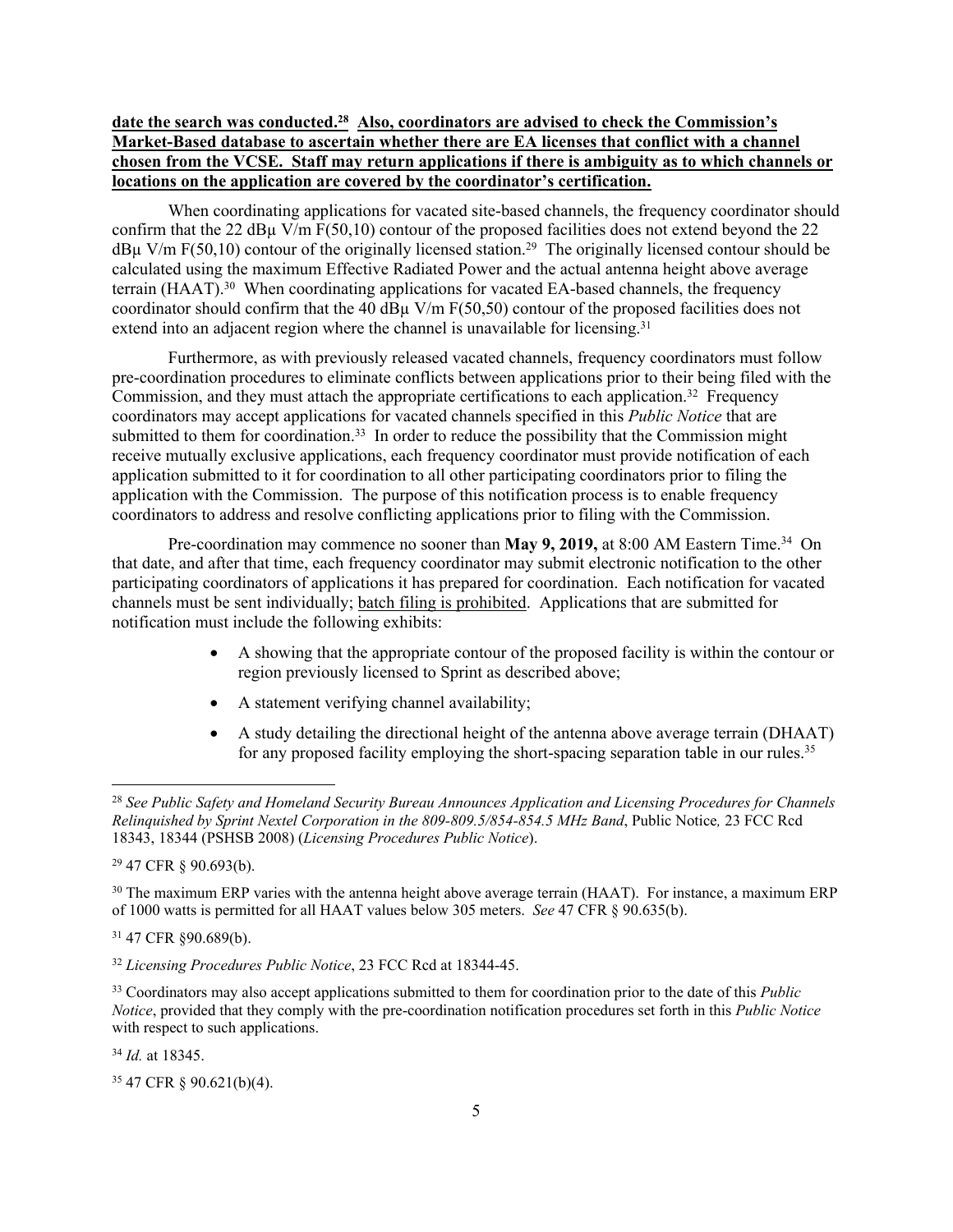**date the search was conducted.[28] Also, coordinators are advised to check the Commission's Market-Based database to ascertain whether there are EA licenses that conflict with a channel chosen from the VCSE. Staff may return applications if there is ambiguity as to which channels or locations on the application are covered by the coordinator's certification.**

When coordinating applications for vacated site-based channels, the frequency coordinator should confirm that the 22 dBμ V/m F(50,10) contour of the proposed facilities does not extend beyond the 22 dBμ V/m F(50,10) contour of the originally licensed station.[29] The originally licensed contour should be calculated using the maximum Effective Radiated Power and the actual antenna height above average terrain (HAAT).[30] When coordinating applications for vacated EA-based channels, the frequency coordinator should confirm that the 40 dBμ V/m F(50,50) contour of the proposed facilities does not extend into an adjacent region where the channel is unavailable for licensing.[31]

Furthermore, as with previously released vacated channels, frequency coordinators must follow pre-coordination procedures to eliminate conflicts between applications prior to their being filed with the Commission, and they must attach the appropriate certifications to each application.[32] Frequency coordinators may accept applications for vacated channels specified in this *Public Notice* that are submitted to them for coordination.[33] In order to reduce the possibility that the Commission might receive mutually exclusive applications, each frequency coordinator must provide notification of each application submitted to it for coordination to all other participating coordinators prior to filing the application with the Commission. The purpose of this notification process is to enable frequency coordinators to address and resolve conflicting applications prior to filing with the Commission.

Pre-coordination may commence no sooner than **May 9, 2019,** at 8:00 AM Eastern Time.[34] On that date, and after that time, each frequency coordinator may submit electronic notification to the other participating coordinators of applications it has prepared for coordination. Each notification for vacated channels must be sent individually; <u>batch filing is prohibited</u>. Applications that are submitted for notification must include the following exhibits:

- A showing that the appropriate contour of the proposed facility is within the contour or region previously licensed to Sprint as described above;
- A statement verifying channel availability;
- A study detailing the directional height of the antenna above average terrain (DHAAT) for any proposed facility employing the short-spacing separation table in our rules.[35]

---

[28] *See Public Safety and Homeland Security Bureau Announces Application and Licensing Procedures for Channels Relinquished by Sprint Nextel Corporation in the 809-809.5/854-854.5 MHz Band*, Public Notice*,* 23 FCC Rcd 18343, 18344 (PSHSB 2008) (*Licensing Procedures Public Notice*).

[29] 47 CFR § 90.693(b).

[30] The maximum ERP varies with the antenna height above average terrain (HAAT). For instance, a maximum ERP of 1000 watts is permitted for all HAAT values below 305 meters. *See* 47 CFR § 90.635(b).

[31] 47 CFR §90.689(b).

[32] *Licensing Procedures Public Notice*, 23 FCC Rcd at 18344-45.

[33] Coordinators may also accept applications submitted to them for coordination prior to the date of this *Public Notice*, provided that they comply with the pre-coordination notification procedures set forth in this *Public Notice* with respect to such applications.

[34] *Id.* at 18345.

[35] 47 CFR § 90.621(b)(4).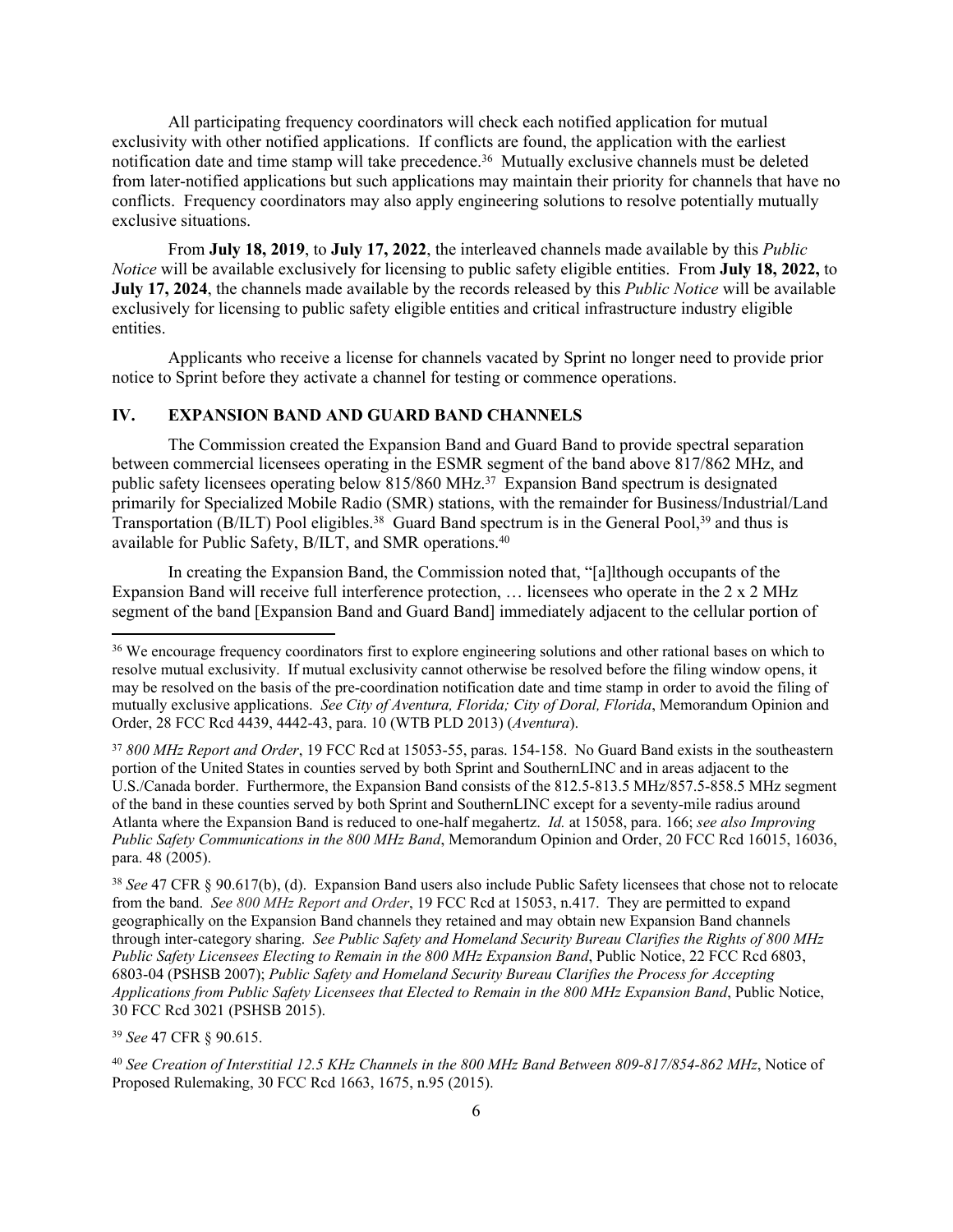All participating frequency coordinators will check each notified application for mutual exclusivity with other notified applications. If conflicts are found, the application with the earliest notification date and time stamp will take precedence.[36] Mutually exclusive channels must be deleted from later-notified applications but such applications may maintain their priority for channels that have no conflicts. Frequency coordinators may also apply engineering solutions to resolve potentially mutually exclusive situations.

From **July 18, 2019**, to **July 17, 2022**, the interleaved channels made available by this *Public Notice* will be available exclusively for licensing to public safety eligible entities. From **July 18, 2022,** to **July 17, 2024**, the channels made available by the records released by this *Public Notice* will be available exclusively for licensing to public safety eligible entities and critical infrastructure industry eligible entities.

Applicants who receive a license for channels vacated by Sprint no longer need to provide prior notice to Sprint before they activate a channel for testing or commence operations.

## IV. EXPANSION BAND AND GUARD BAND CHANNELS

The Commission created the Expansion Band and Guard Band to provide spectral separation between commercial licensees operating in the ESMR segment of the band above 817/862 MHz, and public safety licensees operating below 815/860 MHz.[37] Expansion Band spectrum is designated primarily for Specialized Mobile Radio (SMR) stations, with the remainder for Business/Industrial/Land Transportation (B/ILT) Pool eligibles.[38] Guard Band spectrum is in the General Pool,[39] and thus is available for Public Safety, B/ILT, and SMR operations.[40]

In creating the Expansion Band, the Commission noted that, "[a]lthough occupants of the Expansion Band will receive full interference protection, … licensees who operate in the 2 x 2 MHz segment of the band [Expansion Band and Guard Band] immediately adjacent to the cellular portion of

---

[36] We encourage frequency coordinators first to explore engineering solutions and other rational bases on which to resolve mutual exclusivity. If mutual exclusivity cannot otherwise be resolved before the filing window opens, it may be resolved on the basis of the pre-coordination notification date and time stamp in order to avoid the filing of mutually exclusive applications. *See City of Aventura, Florida; City of Doral, Florida*, Memorandum Opinion and Order, 28 FCC Rcd 4439, 4442-43, para. 10 (WTB PLD 2013) (*Aventura*).

[37] *800 MHz Report and Order*, 19 FCC Rcd at 15053-55, paras. 154-158. No Guard Band exists in the southeastern portion of the United States in counties served by both Sprint and SouthernLINC and in areas adjacent to the U.S./Canada border. Furthermore, the Expansion Band consists of the 812.5-813.5 MHz/857.5-858.5 MHz segment of the band in these counties served by both Sprint and SouthernLINC except for a seventy-mile radius around Atlanta where the Expansion Band is reduced to one-half megahertz. *Id.* at 15058, para. 166; *see also Improving Public Safety Communications in the 800 MHz Band*, Memorandum Opinion and Order, 20 FCC Rcd 16015, 16036, para. 48 (2005).

[38] *See* 47 CFR § 90.617(b), (d). Expansion Band users also include Public Safety licensees that chose not to relocate from the band. *See 800 MHz Report and Order*, 19 FCC Rcd at 15053, n.417. They are permitted to expand geographically on the Expansion Band channels they retained and may obtain new Expansion Band channels through inter-category sharing. *See Public Safety and Homeland Security Bureau Clarifies the Rights of 800 MHz Public Safety Licensees Electing to Remain in the 800 MHz Expansion Band*, Public Notice, 22 FCC Rcd 6803, 6803-04 (PSHSB 2007); *Public Safety and Homeland Security Bureau Clarifies the Process for Accepting Applications from Public Safety Licensees that Elected to Remain in the 800 MHz Expansion Band*, Public Notice, 30 FCC Rcd 3021 (PSHSB 2015).

[39] *See* 47 CFR § 90.615.

[40] *See Creation of Interstitial 12.5 KHz Channels in the 800 MHz Band Between 809-817/854-862 MHz*, Notice of Proposed Rulemaking, 30 FCC Rcd 1663, 1675, n.95 (2015).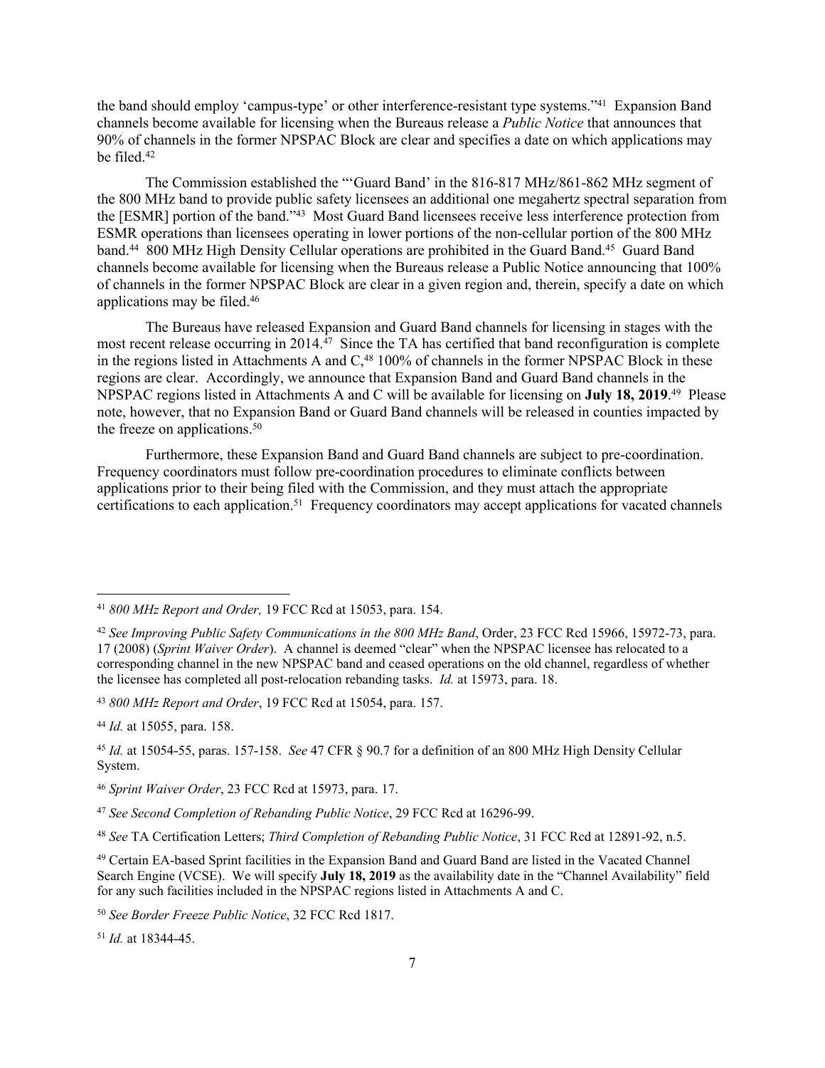the band should employ 'campus-type' or other interference-resistant type systems."[41] Expansion Band channels become available for licensing when the Bureaus release a *Public Notice* that announces that 90% of channels in the former NPSPAC Block are clear and specifies a date on which applications may be filed.[42]

The Commission established the "'Guard Band' in the 816-817 MHz/861-862 MHz segment of the 800 MHz band to provide public safety licensees an additional one megahertz spectral separation from the [ESMR] portion of the band."[43] Most Guard Band licensees receive less interference protection from ESMR operations than licensees operating in lower portions of the non-cellular portion of the 800 MHz band.[44] 800 MHz High Density Cellular operations are prohibited in the Guard Band.[45] Guard Band channels become available for licensing when the Bureaus release a Public Notice announcing that 100% of channels in the former NPSPAC Block are clear in a given region and, therein, specify a date on which applications may be filed.[46]

The Bureaus have released Expansion and Guard Band channels for licensing in stages with the most recent release occurring in 2014.[47] Since the TA has certified that band reconfiguration is complete in the regions listed in Attachments A and C,[48] 100% of channels in the former NPSPAC Block in these regions are clear. Accordingly, we announce that Expansion Band and Guard Band channels in the NPSPAC regions listed in Attachments A and C will be available for licensing on **July 18, 2019**.[49] Please note, however, that no Expansion Band or Guard Band channels will be released in counties impacted by the freeze on applications.[50]

Furthermore, these Expansion Band and Guard Band channels are subject to pre-coordination. Frequency coordinators must follow pre-coordination procedures to eliminate conflicts between applications prior to their being filed with the Commission, and they must attach the appropriate certifications to each application.[51] Frequency coordinators may accept applications for vacated channels

---

[41] *800 MHz Report and Order,* 19 FCC Rcd at 15053, para. 154.

[42] *See Improving Public Safety Communications in the 800 MHz Band*, Order, 23 FCC Rcd 15966, 15972-73, para. 17 (2008) (*Sprint Waiver Order*). A channel is deemed "clear" when the NPSPAC licensee has relocated to a corresponding channel in the new NPSPAC band and ceased operations on the old channel, regardless of whether the licensee has completed all post-relocation rebanding tasks. *Id.* at 15973, para. 18.

[43] *800 MHz Report and Order*, 19 FCC Rcd at 15054, para. 157.

[44] *Id.* at 15055, para. 158.

[45] *Id.* at 15054-55, paras. 157-158. *See* 47 CFR § 90.7 for a definition of an 800 MHz High Density Cellular System.

[46] *Sprint Waiver Order*, 23 FCC Rcd at 15973, para. 17.

[47] *See Second Completion of Rebanding Public Notice*, 29 FCC Rcd at 16296-99.

[48] *See* TA Certification Letters; *Third Completion of Rebanding Public Notice*, 31 FCC Rcd at 12891-92, n.5.

[49] Certain EA-based Sprint facilities in the Expansion Band and Guard Band are listed in the Vacated Channel Search Engine (VCSE). We will specify **July 18, 2019** as the availability date in the "Channel Availability" field for any such facilities included in the NPSPAC regions listed in Attachments A and C.

[50] *See Border Freeze Public Notice*, 32 FCC Rcd 1817.

[51] *Id.* at 18344-45.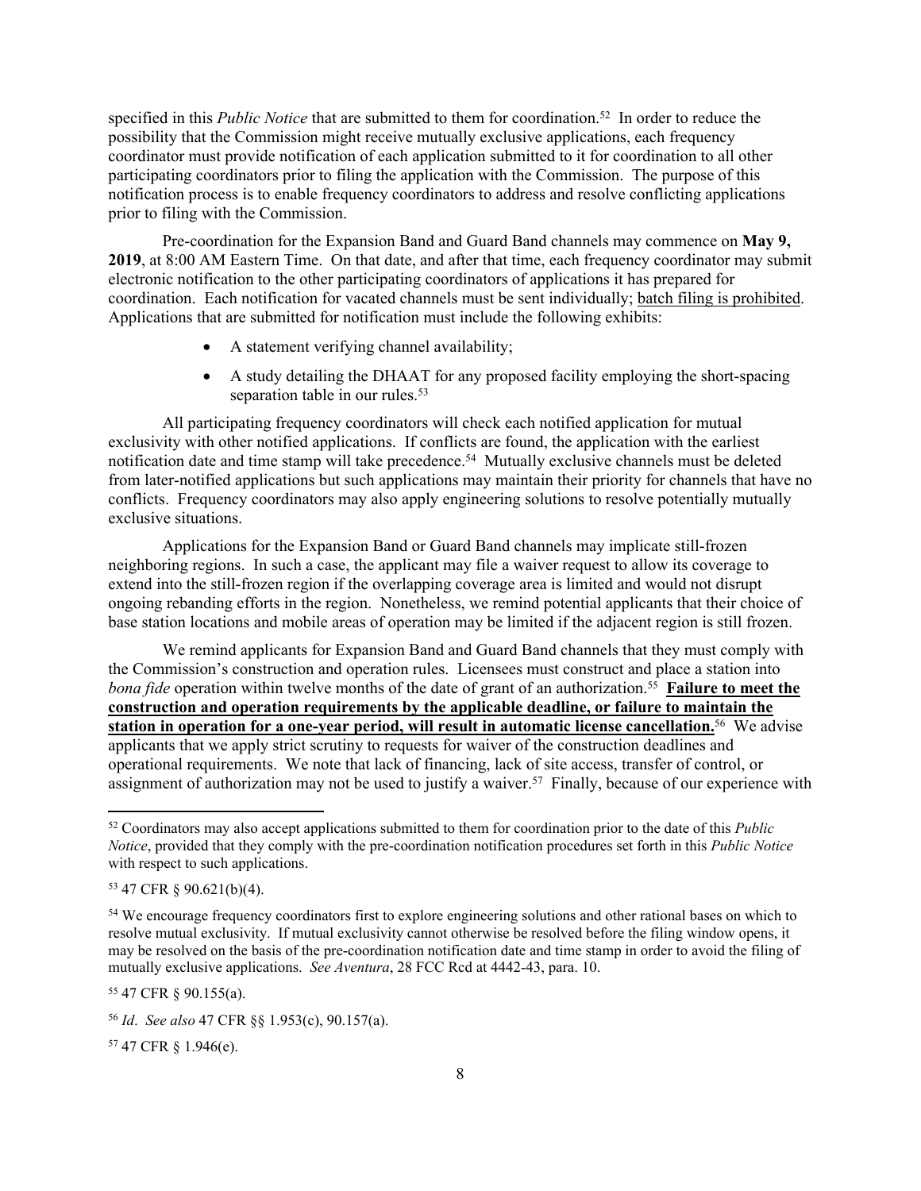specified in this *Public Notice* that are submitted to them for coordination.[52] In order to reduce the possibility that the Commission might receive mutually exclusive applications, each frequency coordinator must provide notification of each application submitted to it for coordination to all other participating coordinators prior to filing the application with the Commission. The purpose of this notification process is to enable frequency coordinators to address and resolve conflicting applications prior to filing with the Commission.

Pre-coordination for the Expansion Band and Guard Band channels may commence on **May 9, 2019**, at 8:00 AM Eastern Time. On that date, and after that time, each frequency coordinator may submit electronic notification to the other participating coordinators of applications it has prepared for coordination. Each notification for vacated channels must be sent individually; <u>batch filing is prohibited</u>. Applications that are submitted for notification must include the following exhibits:

- A statement verifying channel availability;
- A study detailing the DHAAT for any proposed facility employing the short-spacing separation table in our rules.[53]

All participating frequency coordinators will check each notified application for mutual exclusivity with other notified applications. If conflicts are found, the application with the earliest notification date and time stamp will take precedence.[54] Mutually exclusive channels must be deleted from later-notified applications but such applications may maintain their priority for channels that have no conflicts. Frequency coordinators may also apply engineering solutions to resolve potentially mutually exclusive situations.

Applications for the Expansion Band or Guard Band channels may implicate still-frozen neighboring regions. In such a case, the applicant may file a waiver request to allow its coverage to extend into the still-frozen region if the overlapping coverage area is limited and would not disrupt ongoing rebanding efforts in the region. Nonetheless, we remind potential applicants that their choice of base station locations and mobile areas of operation may be limited if the adjacent region is still frozen.

We remind applicants for Expansion Band and Guard Band channels that they must comply with the Commission's construction and operation rules. Licensees must construct and place a station into *bona fide* operation within twelve months of the date of grant of an authorization.[55] **<u>Failure to meet the construction and operation requirements by the applicable deadline, or failure to maintain the station in operation for a one-year period, will result in automatic license cancellation.</u>**[56] We advise applicants that we apply strict scrutiny to requests for waiver of the construction deadlines and operational requirements. We note that lack of financing, lack of site access, transfer of control, or assignment of authorization may not be used to justify a waiver.[57] Finally, because of our experience with

---

[52] Coordinators may also accept applications submitted to them for coordination prior to the date of this *Public Notice*, provided that they comply with the pre-coordination notification procedures set forth in this *Public Notice* with respect to such applications.

[53] 47 CFR § 90.621(b)(4).

[54] We encourage frequency coordinators first to explore engineering solutions and other rational bases on which to resolve mutual exclusivity. If mutual exclusivity cannot otherwise be resolved before the filing window opens, it may be resolved on the basis of the pre-coordination notification date and time stamp in order to avoid the filing of mutually exclusive applications. *See Aventura*, 28 FCC Rcd at 4442-43, para. 10.

[55] 47 CFR § 90.155(a).

[56] *Id*. *See also* 47 CFR §§ 1.953(c), 90.157(a).

[57] 47 CFR § 1.946(e).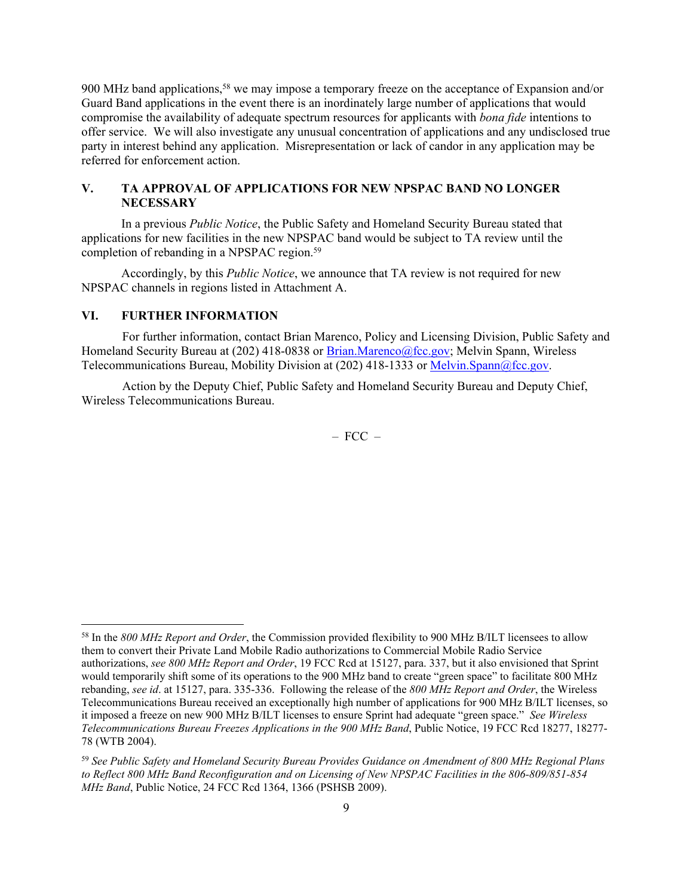900 MHz band applications,[58] we may impose a temporary freeze on the acceptance of Expansion and/or Guard Band applications in the event there is an inordinately large number of applications that would compromise the availability of adequate spectrum resources for applicants with *bona fide* intentions to offer service. We will also investigate any unusual concentration of applications and any undisclosed true party in interest behind any application. Misrepresentation or lack of candor in any application may be referred for enforcement action.

## V. TA APPROVAL OF APPLICATIONS FOR NEW NPSPAC BAND NO LONGER NECESSARY

In a previous *Public Notice*, the Public Safety and Homeland Security Bureau stated that applications for new facilities in the new NPSPAC band would be subject to TA review until the completion of rebanding in a NPSPAC region.[59]

Accordingly, by this *Public Notice*, we announce that TA review is not required for new NPSPAC channels in regions listed in Attachment A.

## VI. FURTHER INFORMATION

For further information, contact Brian Marenco, Policy and Licensing Division, Public Safety and Homeland Security Bureau at (202) 418-0838 or Brian.Marenco@fcc.gov; Melvin Spann, Wireless Telecommunications Bureau, Mobility Division at (202) 418-1333 or Melvin.Spann@fcc.gov.

Action by the Deputy Chief, Public Safety and Homeland Security Bureau and Deputy Chief, Wireless Telecommunications Bureau.

– FCC –

---

[58] In the *800 MHz Report and Order*, the Commission provided flexibility to 900 MHz B/ILT licensees to allow them to convert their Private Land Mobile Radio authorizations to Commercial Mobile Radio Service authorizations, *see 800 MHz Report and Order*, 19 FCC Rcd at 15127, para. 337, but it also envisioned that Sprint would temporarily shift some of its operations to the 900 MHz band to create "green space" to facilitate 800 MHz rebanding, *see id*. at 15127, para. 335-336. Following the release of the *800 MHz Report and Order*, the Wireless Telecommunications Bureau received an exceptionally high number of applications for 900 MHz B/ILT licenses, so it imposed a freeze on new 900 MHz B/ILT licenses to ensure Sprint had adequate "green space." *See Wireless Telecommunications Bureau Freezes Applications in the 900 MHz Band*, Public Notice, 19 FCC Rcd 18277, 18277-78 (WTB 2004).

[59] *See Public Safety and Homeland Security Bureau Provides Guidance on Amendment of 800 MHz Regional Plans to Reflect 800 MHz Band Reconfiguration and on Licensing of New NPSPAC Facilities in the 806-809/851-854 MHz Band*, Public Notice, 24 FCC Rcd 1364, 1366 (PSHSB 2009).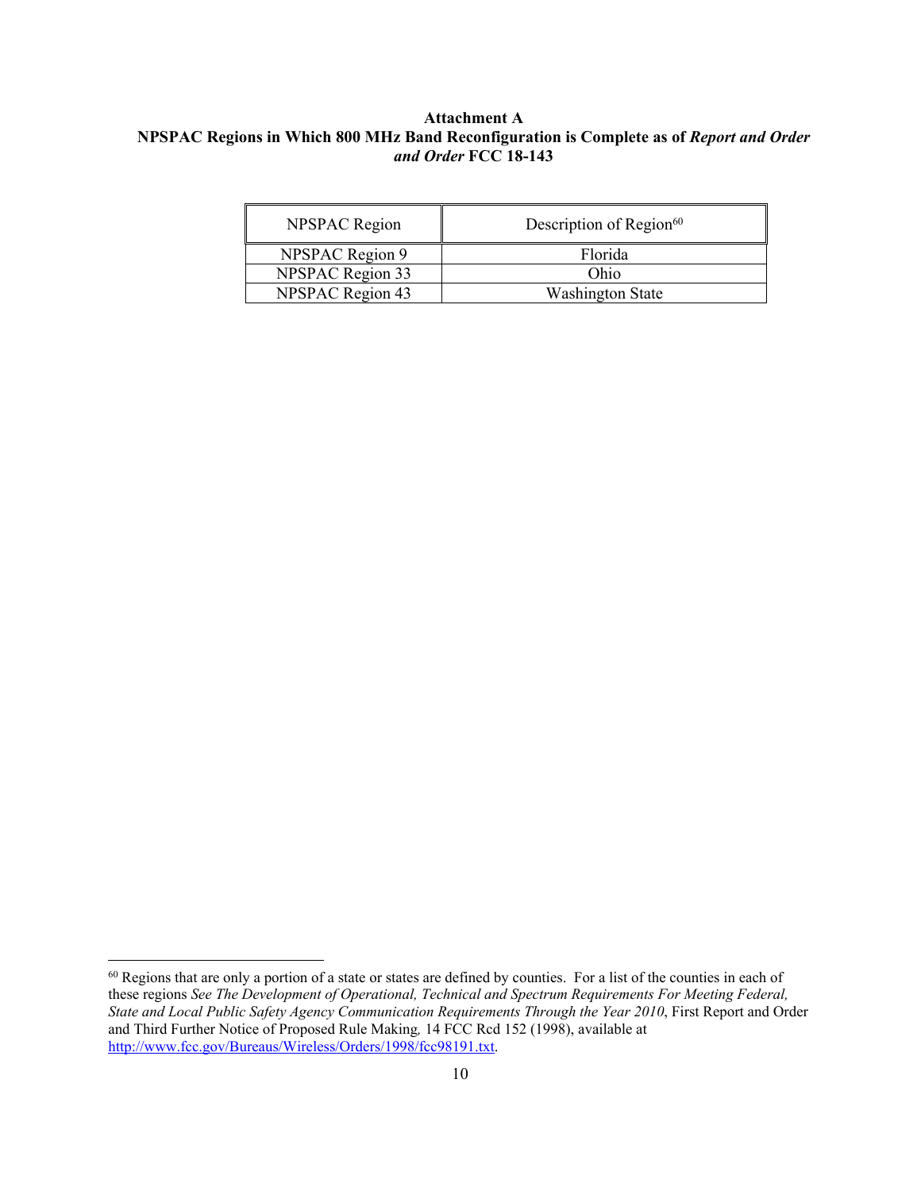**Attachment A**

**NPSPAC Regions in Which 800 MHz Band Reconfiguration is Complete as of *Report and Order and Order* FCC 18-143**

| NPSPAC Region | Description of Region[60] |
|---|---|
| NPSPAC Region 9 | Florida |
| NPSPAC Region 33 | Ohio |
| NPSPAC Region 43 | Washington State |

---

[60] Regions that are only a portion of a state or states are defined by counties. For a list of the counties in each of these regions *See The Development of Operational, Technical and Spectrum Requirements For Meeting Federal, State and Local Public Safety Agency Communication Requirements Through the Year 2010*, First Report and Order and Third Further Notice of Proposed Rule Making*,* 14 FCC Rcd 152 (1998), available at http://www.fcc.gov/Bureaus/Wireless/Orders/1998/fcc98191.txt.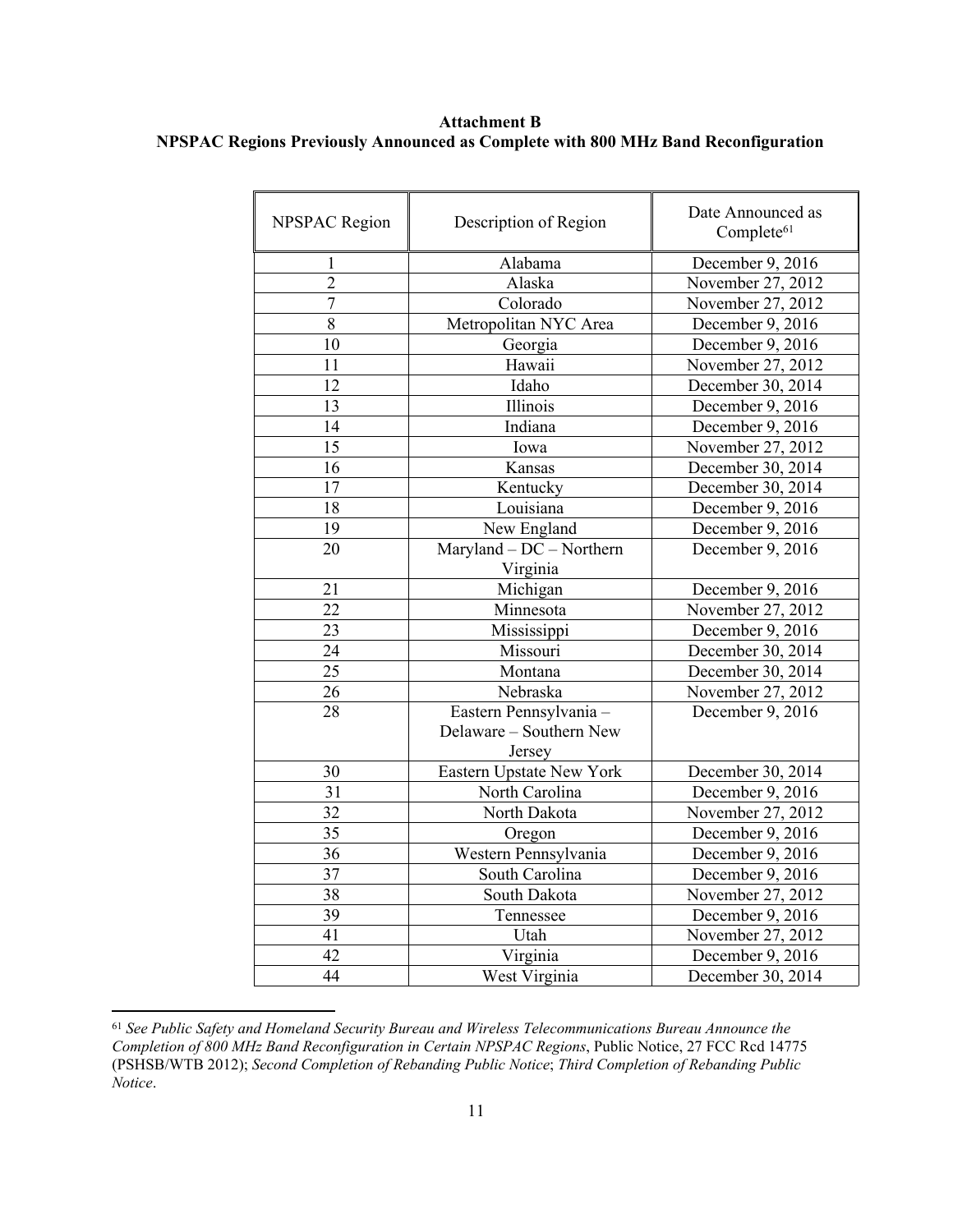**Attachment B**
**NPSPAC Regions Previously Announced as Complete with 800 MHz Band Reconfiguration**

| NPSPAC Region | Description of Region | Date Announced as Complete[61] |
|---|---|---|
| 1 | Alabama | December 9, 2016 |
| 2 | Alaska | November 27, 2012 |
| 7 | Colorado | November 27, 2012 |
| 8 | Metropolitan NYC Area | December 9, 2016 |
| 10 | Georgia | December 9, 2016 |
| 11 | Hawaii | November 27, 2012 |
| 12 | Idaho | December 30, 2014 |
| 13 | Illinois | December 9, 2016 |
| 14 | Indiana | December 9, 2016 |
| 15 | Iowa | November 27, 2012 |
| 16 | Kansas | December 30, 2014 |
| 17 | Kentucky | December 30, 2014 |
| 18 | Louisiana | December 9, 2016 |
| 19 | New England | December 9, 2016 |
| 20 | Maryland – DC – Northern Virginia | December 9, 2016 |
| 21 | Michigan | December 9, 2016 |
| 22 | Minnesota | November 27, 2012 |
| 23 | Mississippi | December 9, 2016 |
| 24 | Missouri | December 30, 2014 |
| 25 | Montana | December 30, 2014 |
| 26 | Nebraska | November 27, 2012 |
| 28 | Eastern Pennsylvania – Delaware – Southern New Jersey | December 9, 2016 |
| 30 | Eastern Upstate New York | December 30, 2014 |
| 31 | North Carolina | December 9, 2016 |
| 32 | North Dakota | November 27, 2012 |
| 35 | Oregon | December 9, 2016 |
| 36 | Western Pennsylvania | December 9, 2016 |
| 37 | South Carolina | December 9, 2016 |
| 38 | South Dakota | November 27, 2012 |
| 39 | Tennessee | December 9, 2016 |
| 41 | Utah | November 27, 2012 |
| 42 | Virginia | December 9, 2016 |
| 44 | West Virginia | December 30, 2014 |

[61] *See Public Safety and Homeland Security Bureau and Wireless Telecommunications Bureau Announce the Completion of 800 MHz Band Reconfiguration in Certain NPSPAC Regions*, Public Notice, 27 FCC Rcd 14775 (PSHSB/WTB 2012); *Second Completion of Rebanding Public Notice*; *Third Completion of Rebanding Public Notice*.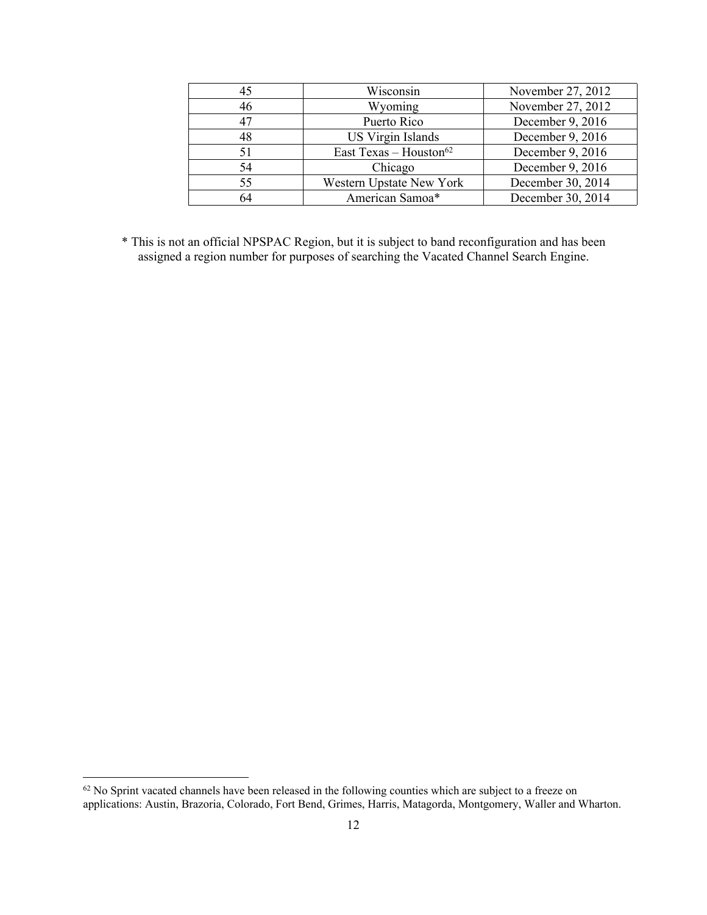| 45 | Wisconsin | November 27, 2012 |
|---|---|---|
| 46 | Wyoming | November 27, 2012 |
| 47 | Puerto Rico | December 9, 2016 |
| 48 | US Virgin Islands | December 9, 2016 |
| 51 | East Texas – Houston[62] | December 9, 2016 |
| 54 | Chicago | December 9, 2016 |
| 55 | Western Upstate New York | December 30, 2014 |
| 64 | American Samoa* | December 30, 2014 |

* This is not an official NPSPAC Region, but it is subject to band reconfiguration and has been assigned a region number for purposes of searching the Vacated Channel Search Engine.

[62] No Sprint vacated channels have been released in the following counties which are subject to a freeze on applications: Austin, Brazoria, Colorado, Fort Bend, Grimes, Harris, Matagorda, Montgomery, Waller and Wharton.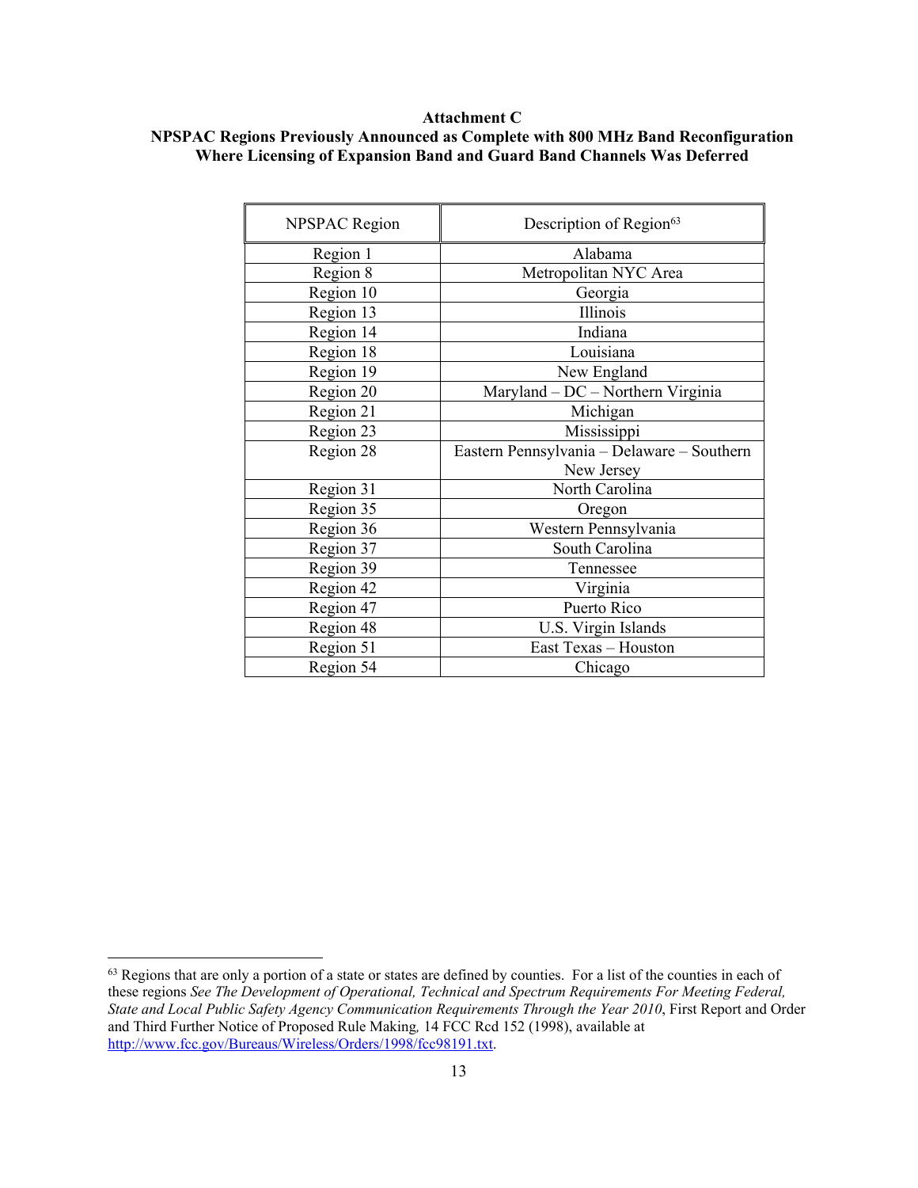**Attachment C**
**NPSPAC Regions Previously Announced as Complete with 800 MHz Band Reconfiguration Where Licensing of Expansion Band and Guard Band Channels Was Deferred**

| NPSPAC Region | Description of Region[63] |
|---|---|
| Region 1 | Alabama |
| Region 8 | Metropolitan NYC Area |
| Region 10 | Georgia |
| Region 13 | Illinois |
| Region 14 | Indiana |
| Region 18 | Louisiana |
| Region 19 | New England |
| Region 20 | Maryland – DC – Northern Virginia |
| Region 21 | Michigan |
| Region 23 | Mississippi |
| Region 28 | Eastern Pennsylvania – Delaware – Southern New Jersey |
| Region 31 | North Carolina |
| Region 35 | Oregon |
| Region 36 | Western Pennsylvania |
| Region 37 | South Carolina |
| Region 39 | Tennessee |
| Region 42 | Virginia |
| Region 47 | Puerto Rico |
| Region 48 | U.S. Virgin Islands |
| Region 51 | East Texas – Houston |
| Region 54 | Chicago |

[63] Regions that are only a portion of a state or states are defined by counties. For a list of the counties in each of these regions *See The Development of Operational, Technical and Spectrum Requirements For Meeting Federal, State and Local Public Safety Agency Communication Requirements Through the Year 2010*, First Report and Order and Third Further Notice of Proposed Rule Making*,* 14 FCC Rcd 152 (1998), available at http://www.fcc.gov/Bureaus/Wireless/Orders/1998/fcc98191.txt.